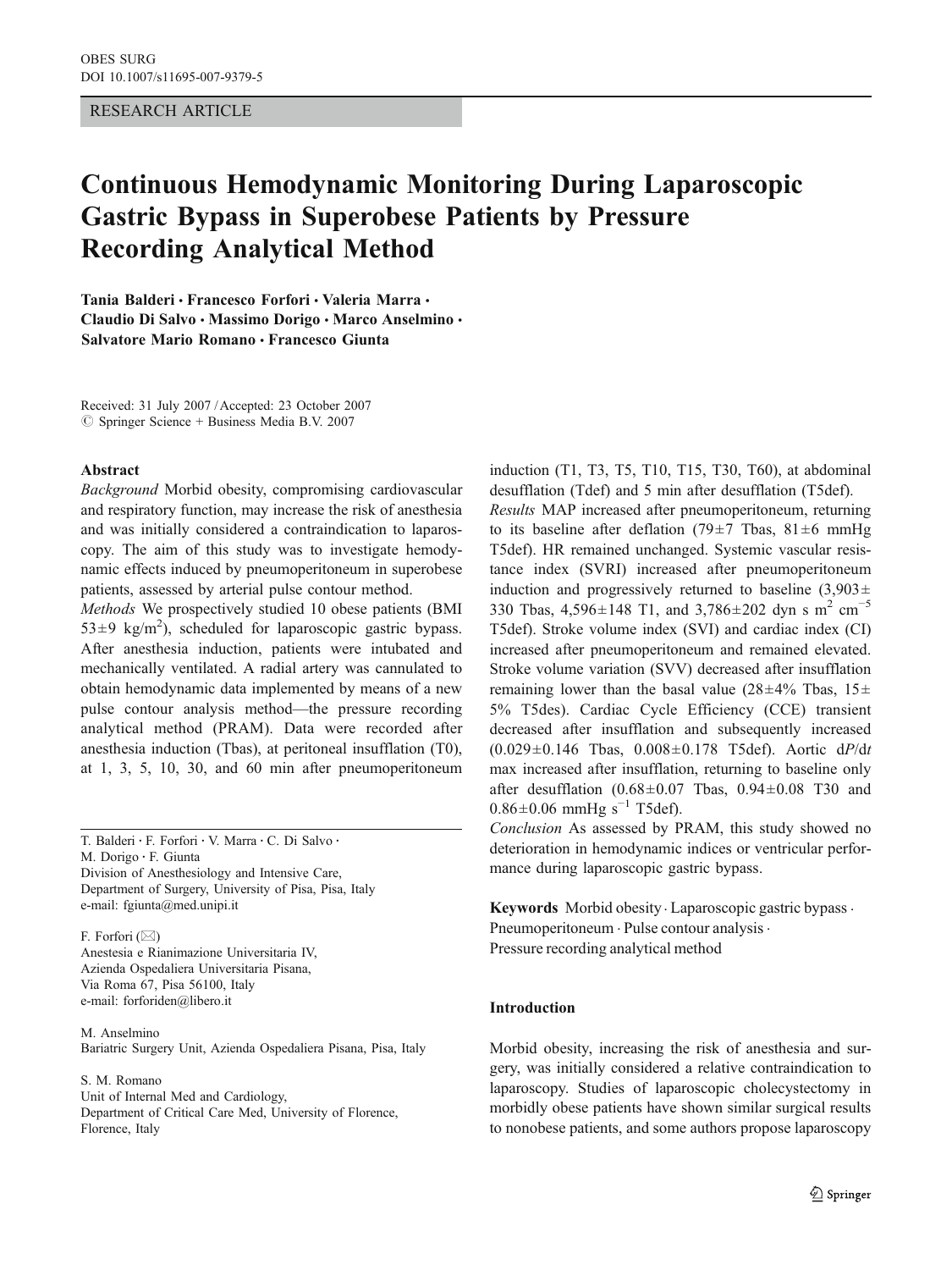RESEARCH ARTICLE

# Continuous Hemodynamic Monitoring During Laparoscopic Gastric Bypass in Superobese Patients by Pressure Recording Analytical Method

**Tania Balderi · Francesco Forfori · Valeria Marra · Claudio Di Salvo · Massimo Dorigo · Marco Anselmino · Salvatore Mario Romano · Francesco Giunta**

Received: 31 July 2007 / Accepted: 23 October 2007
© Springer Science + Business Media B.V. 2007

T. Balderi · F. Forfori · V. Marra · C. Di Salvo · M. Dorigo · F. Giunta
Division of Anesthesiology and Intensive Care, Department of Surgery, University of Pisa, Pisa, Italy
e-mail: fgiunta@med.unipi.it

F. Forfori (✉)
Anestesia e Rianimazione Universitaria IV, Azienda Ospedaliera Universitaria Pisana, Via Roma 67, Pisa 56100, Italy
e-mail: forforiden@libero.it

M. Anselmino
Bariatric Surgery Unit, Azienda Ospedaliera Pisana, Pisa, Italy

S. M. Romano
Unit of Internal Med and Cardiology, Department of Critical Care Med, University of Florence, Florence, Italy

## Abstract

*Background* Morbid obesity, compromising cardiovascular and respiratory function, may increase the risk of anesthesia and was initially considered a contraindication to laparoscopy. The aim of this study was to investigate hemodynamic effects induced by pneumoperitoneum in superobese patients, assessed by arterial pulse contour method.

*Methods* We prospectively studied 10 obese patients (BMI $53\pm9$ kg/m$^2$), scheduled for laparoscopic gastric bypass. After anesthesia induction, patients were intubated and mechanically ventilated. A radial artery was cannulated to obtain hemodynamic data implemented by means of a new pulse contour analysis method—the pressure recording analytical method (PRAM). Data were recorded after anesthesia induction (Tbas), at peritoneal insufflation (T0), at 1, 3, 5, 10, 30, and 60 min after pneumoperitoneum induction (T1, T3, T5, T10, T15, T30, T60), at abdominal desufflation (Tdef) and 5 min after desufflation (T5def).

*Results* MAP increased after pneumoperitoneum, returning to its baseline after deflation ($79\pm7$ Tbas, $81\pm6$ mmHg T5def). HR remained unchanged. Systemic vascular resistance index (SVRI) increased after pneumoperitoneum induction and progressively returned to baseline ($3{,}903\pm330$ Tbas, $4{,}596\pm148$ T1, and $3{,}786\pm202$ dyn s m$^2$ cm$^{-5}$ T5def). Stroke volume index (SVI) and cardiac index (CI) increased after pneumoperitoneum and remained elevated. Stroke volume variation (SVV) decreased after insufflation remaining lower than the basal value ($28\pm4\%$ Tbas, $15\pm5\%$ T5des). Cardiac Cycle Efficiency (CCE) transient decreased after insufflation and subsequently increased ($0.029\pm0.146$ Tbas, $0.008\pm0.178$ T5def). Aortic d$P$/d$t$ max increased after insufflation, returning to baseline only after desufflation ($0.68\pm0.07$ Tbas, $0.94\pm0.08$ T30 and $0.86\pm0.06$ mmHg s$^{-1}$ T5def).

*Conclusion* As assessed by PRAM, this study showed no deterioration in hemodynamic indices or ventricular performance during laparoscopic gastric bypass.

**Keywords** Morbid obesity · Laparoscopic gastric bypass · Pneumoperitoneum · Pulse contour analysis · Pressure recording analytical method

## Introduction

Morbid obesity, increasing the risk of anesthesia and surgery, was initially considered a relative contraindication to laparoscopy. Studies of laparoscopic cholecystectomy in morbidly obese patients have shown similar surgical results to nonobese patients, and some authors propose laparoscopy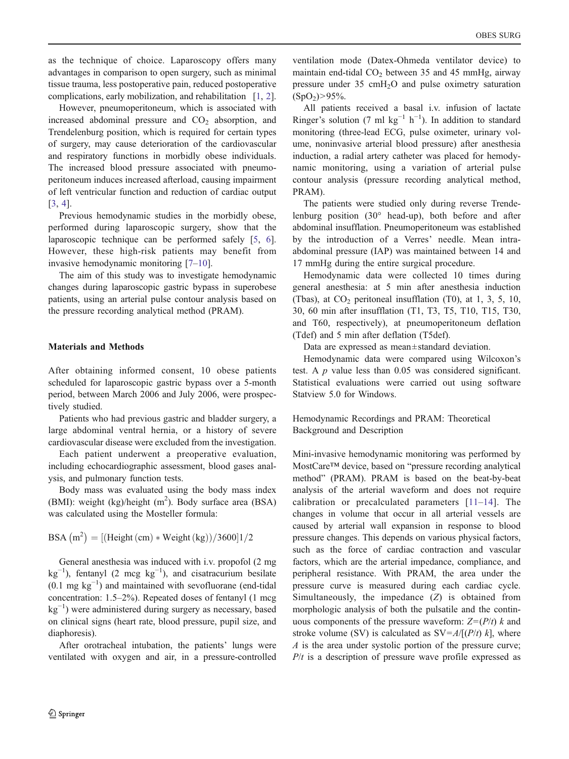as the technique of choice. Laparoscopy offers many advantages in comparison to open surgery, such as minimal tissue trauma, less postoperative pain, reduced postoperative complications, early mobilization, and rehabilitation [1, 2].

However, pneumoperitoneum, which is associated with increased abdominal pressure and $CO_2$ absorption, and Trendelenburg position, which is required for certain types of surgery, may cause deterioration of the cardiovascular and respiratory functions in morbidly obese individuals. The increased blood pressure associated with pneumoperitoneum induces increased afterload, causing impairment of left ventricular function and reduction of cardiac output [3, 4].

Previous hemodynamic studies in the morbidly obese, performed during laparoscopic surgery, show that the laparoscopic technique can be performed safely [5, 6]. However, these high-risk patients may benefit from invasive hemodynamic monitoring [7–10].

The aim of this study was to investigate hemodynamic changes during laparoscopic gastric bypass in superobese patients, using an arterial pulse contour analysis based on the pressure recording analytical method (PRAM).

## Materials and Methods

After obtaining informed consent, 10 obese patients scheduled for laparoscopic gastric bypass over a 5-month period, between March 2006 and July 2006, were prospectively studied.

Patients who had previous gastric and bladder surgery, a large abdominal ventral hernia, or a history of severe cardiovascular disease were excluded from the investigation.

Each patient underwent a preoperative evaluation, including echocardiographic assessment, blood gases analysis, and pulmonary function tests.

Body mass was evaluated using the body mass index (BMI): weight (kg)/height ($m^2$). Body surface area (BSA) was calculated using the Mosteller formula:

$$\mathrm{BSA}\left(\mathrm{m}^2\right) = [(\mathrm{Height}\,(\mathrm{cm}) * \mathrm{Weight}\,(\mathrm{kg}))/3600]1/2$$

General anesthesia was induced with i.v. propofol (2 mg $kg^{-1}$), fentanyl (2 mcg $kg^{-1}$), and cisatracurium besilate (0.1 mg $kg^{-1}$) and maintained with sevofluorane (end-tidal concentration: 1.5–2%). Repeated doses of fentanyl (1 mcg $kg^{-1}$) were administered during surgery as necessary, based on clinical signs (heart rate, blood pressure, pupil size, and diaphoresis).

After orotracheal intubation, the patients' lungs were ventilated with oxygen and air, in a pressure-controlled ventilation mode (Datex-Ohmeda ventilator device) to maintain end-tidal $CO_2$ between 35 and 45 mmHg, airway pressure under 35 $cmH_2O$ and pulse oximetry saturation ($SpO_2$)>95%.

All patients received a basal i.v. infusion of lactate Ringer's solution (7 ml $kg^{-1}$ $h^{-1}$). In addition to standard monitoring (three-lead ECG, pulse oximeter, urinary volume, noninvasive arterial blood pressure) after anesthesia induction, a radial artery catheter was placed for hemodynamic monitoring, using a variation of arterial pulse contour analysis (pressure recording analytical method, PRAM).

The patients were studied only during reverse Trendelenburg position (30° head-up), both before and after abdominal insufflation. Pneumoperitoneum was established by the introduction of a Verres' needle. Mean intra-abdominal pressure (IAP) was maintained between 14 and 17 mmHg during the entire surgical procedure.

Hemodynamic data were collected 10 times during general anesthesia: at 5 min after anesthesia induction (Tbas), at $CO_2$ peritoneal insufflation (T0), at 1, 3, 5, 10, 30, 60 min after insufflation (T1, T3, T5, T10, T15, T30, and T60, respectively), at pneumoperitoneum deflation (Tdef) and 5 min after deflation (T5def).

Data are expressed as mean±standard deviation.

Hemodynamic data were compared using Wilcoxon's test. A $p$ value less than 0.05 was considered significant. Statistical evaluations were carried out using software Statview 5.0 for Windows.

### Hemodynamic Recordings and PRAM: Theoretical Background and Description

Mini-invasive hemodynamic monitoring was performed by MostCare™ device, based on "pressure recording analytical method" (PRAM). PRAM is based on the beat-by-beat analysis of the arterial waveform and does not require calibration or precalculated parameters [11–14]. The changes in volume that occur in all arterial vessels are caused by arterial wall expansion in response to blood pressure changes. This depends on various physical factors, such as the force of cardiac contraction and vascular factors, which are the arterial impedance, compliance, and peripheral resistance. With PRAM, the area under the pressure curve is measured during each cardiac cycle. Simultaneously, the impedance ($Z$) is obtained from morphologic analysis of both the pulsatile and the continuous components of the pressure waveform: $Z=(P/t)\,k$ and stroke volume (SV) is calculated as $SV=A/[(P/t)\,k]$, where $A$ is the area under systolic portion of the pressure curve; $P/t$ is a description of pressure wave profile expressed as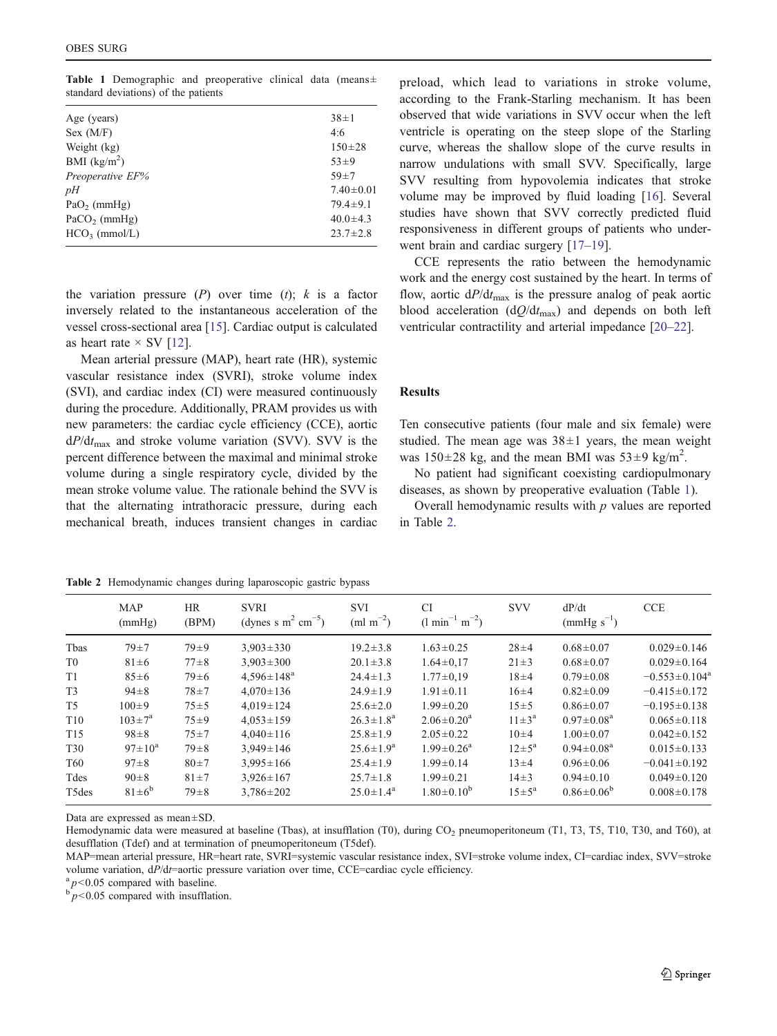**Table 1** Demographic and preoperative clinical data (means± standard deviations) of the patients

| | |
|---|---|
| Age (years) | 38±1 |
| Sex (M/F) | 4:6 |
| Weight (kg) | 150±28 |
| BMI (kg/m$^2$) | 53±9 |
| *Preoperative EF%* | 59±7 |
| *pH* | 7.40±0.01 |
| $PaO_2$ (mmHg) | 79.4±9.1 |
| $PaCO_2$ (mmHg) | 40.0±4.3 |
| $HCO_3$ (mmol/L) | 23.7±2.8 |

the variation pressure ($P$) over time ($t$); $k$ is a factor inversely related to the instantaneous acceleration of the vessel cross-sectional area [15]. Cardiac output is calculated as heart rate × SV [12].

Mean arterial pressure (MAP), heart rate (HR), systemic vascular resistance index (SVRI), stroke volume index (SVI), and cardiac index (CI) were measured continuously during the procedure. Additionally, PRAM provides us with new parameters: the cardiac cycle efficiency (CCE), aortic $dP/dt_{max}$ and stroke volume variation (SVV). SVV is the percent difference between the maximal and minimal stroke volume during a single respiratory cycle, divided by the mean stroke volume value. The rationale behind the SVV is that the alternating intrathoracic pressure, during each mechanical breath, induces transient changes in cardiac preload, which lead to variations in stroke volume, according to the Frank-Starling mechanism. It has been observed that wide variations in SVV occur when the left ventricle is operating on the steep slope of the Starling curve, whereas the shallow slope of the curve results in narrow undulations with small SVV. Specifically, large SVV resulting from hypovolemia indicates that stroke volume may be improved by fluid loading [16]. Several studies have shown that SVV correctly predicted fluid responsiveness in different groups of patients who underwent brain and cardiac surgery [17–19].

CCE represents the ratio between the hemodynamic work and the energy cost sustained by the heart. In terms of flow, aortic $dP/dt_{max}$ is the pressure analog of peak aortic blood acceleration ($dQ/dt_{max}$) and depends on both left ventricular contractility and arterial impedance [20–22].

## Results

Ten consecutive patients (four male and six female) were studied. The mean age was 38±1 years, the mean weight was 150±28 kg, and the mean BMI was 53±9 kg/m$^2$.

No patient had significant coexisting cardiopulmonary diseases, as shown by preoperative evaluation (Table 1).

Overall hemodynamic results with $p$ values are reported in Table 2.

**Table 2** Hemodynamic changes during laparoscopic gastric bypass

| | MAP (mmHg) | HR (BPM) | SVRI (dynes s m$^2$ cm$^{-5}$) | SVI (ml m$^{-2}$) | CI (l min$^{-1}$ m$^{-2}$) | SVV | dP/dt (mmHg s$^{-1}$) | CCE |
|---|---|---|---|---|---|---|---|---|
| Tbas | 79±7 | 79±9 | 3,903±330 | 19.2±3.8 | 1.63±0.25 | 28±4 | 0.68±0.07 | 0.029±0.146 |
| T0 | 81±6 | 77±8 | 3,903±300 | 20.1±3.8 | 1.64±0,17 | 21±3 | 0.68±0.07 | 0.029±0.164 |
| T1 | 85±6 | 79±6 | 4,596±148[a] | 24.4±1.3 | 1.77±0,19 | 18±4 | 0.79±0.08 | −0.553±0.104[a] |
| T3 | 94±8 | 78±7 | 4,070±136 | 24.9±1.9 | 1.91±0.11 | 16±4 | 0.82±0.09 | −0.415±0.172 |
| T5 | 100±9 | 75±5 | 4,019±124 | 25.6±2.0 | 1.99±0.20 | 15±5 | 0.86±0.07 | −0.195±0.138 |
| T10 | 103±7[a] | 75±9 | 4,053±159 | 26.3±1.8[a] | 2.06±0.20[a] | 11±3[a] | 0.97±0.08[a] | 0.065±0.118 |
| T15 | 98±8 | 75±7 | 4,040±116 | 25.8±1.9 | 2.05±0.22 | 10±4 | 1.00±0.07 | 0.042±0.152 |
| T30 | 97±10[a] | 79±8 | 3,949±146 | 25.6±1.9[a] | 1.99±0.26[a] | 12±5[a] | 0.94±0.08[a] | 0.015±0.133 |
| T60 | 97±8 | 80±7 | 3,995±166 | 25.4±1.9 | 1.99±0.14 | 13±4 | 0.96±0.06 | −0.041±0.192 |
| Tdes | 90±8 | 81±7 | 3,926±167 | 25.7±1.8 | 1.99±0.21 | 14±3 | 0.94±0.10 | 0.049±0.120 |
| T5des | 81±6[b] | 79±8 | 3,786±202 | 25.0±1.4[a] | 1.80±0.10[b] | 15±5[a] | 0.86±0.06[b] | 0.008±0.178 |

Data are expressed as mean±SD.

Hemodynamic data were measured at baseline (Tbas), at insufflation (T0), during $CO_2$ pneumoperitoneum (T1, T3, T5, T10, T30, and T60), at desufflation (Tdef) and at termination of pneumoperitoneum (T5def).

MAP=mean arterial pressure, HR=heart rate, SVRI=systemic vascular resistance index, SVI=stroke volume index, CI=cardiac index, SVV=stroke volume variation, $dP/dt$=aortic pressure variation over time, CCE=cardiac cycle efficiency.

[a] $p<0.05$ compared with baseline.

[b] $p<0.05$ compared with insufflation.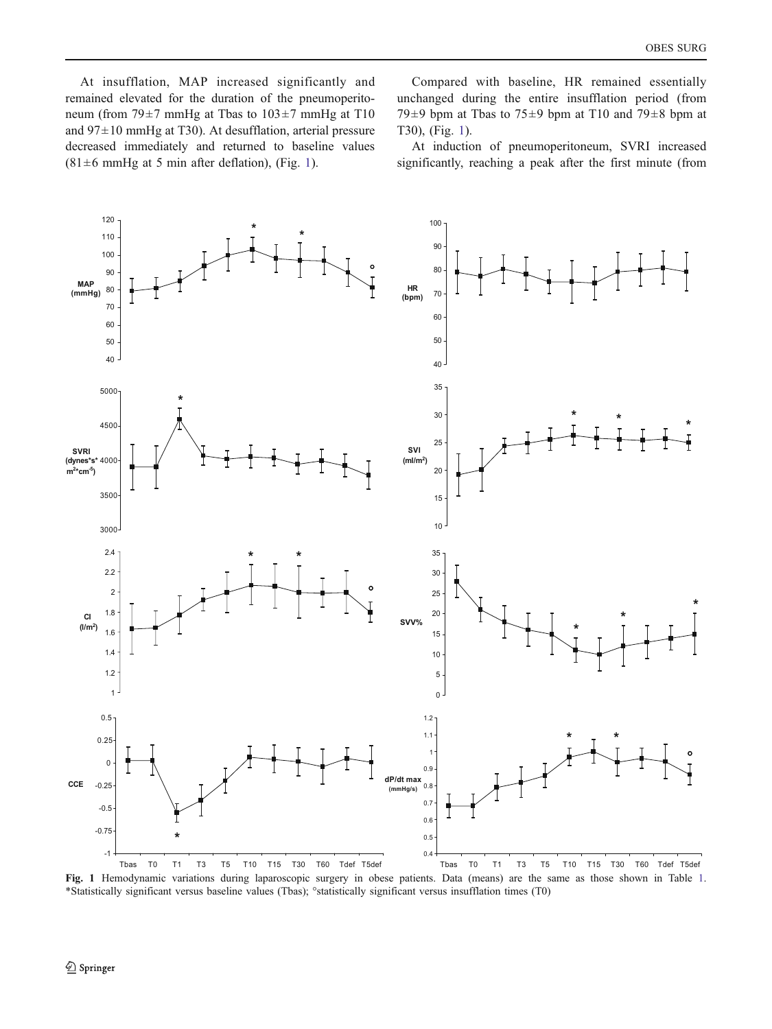At insufflation, MAP increased significantly and remained elevated for the duration of the pneumoperitoneum (from 79±7 mmHg at Tbas to 103±7 mmHg at T10 and 97±10 mmHg at T30). At desufflation, arterial pressure decreased immediately and returned to baseline values (81±6 mmHg at 5 min after deflation), (Fig. 1).

Compared with baseline, HR remained essentially unchanged during the entire insufflation period (from 79±9 bpm at Tbas to 75±9 bpm at T10 and 79±8 bpm at T30), (Fig. 1).

At induction of pneumoperitoneum, SVRI increased significantly, reaching a peak after the first minute (from

**Fig. 1** Hemodynamic variations during laparoscopic surgery in obese patients. Data (means) are the same as those shown in Table 1. *Statistically significant versus baseline values (Tbas); °statistically significant versus insufflation times (T0)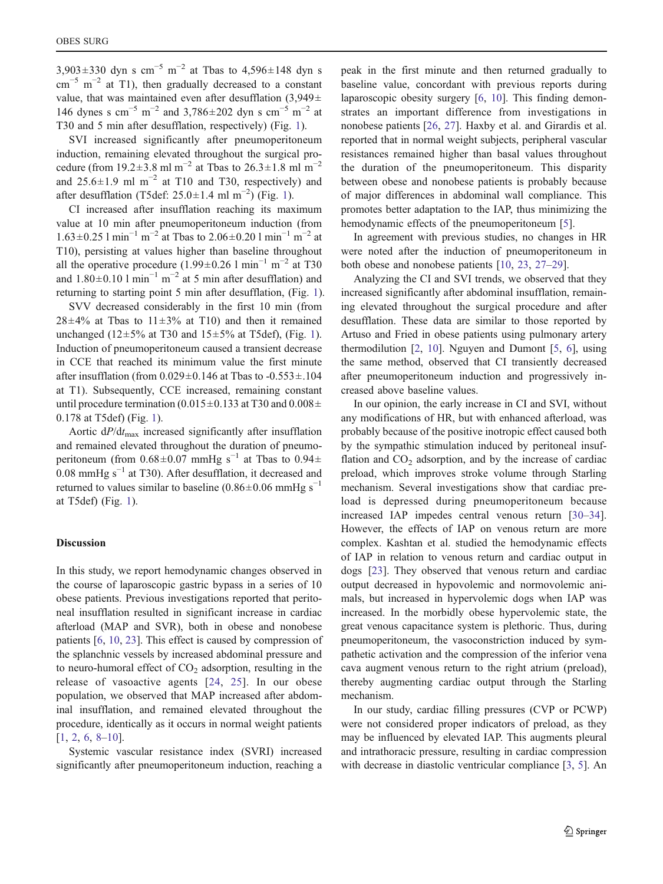$3{,}903 \pm 330$ dyn s cm$^{-5}$ m$^{-2}$ at Tbas to $4{,}596 \pm 148$ dyn s cm$^{-5}$ m$^{-2}$ at T1), then gradually decreased to a constant value, that was maintained even after desufflation ($3{,}949 \pm 146$ dynes s cm$^{-5}$ m$^{-2}$ and $3{,}786 \pm 202$ dyn s cm$^{-5}$ m$^{-2}$ at T30 and 5 min after desufflation, respectively) (Fig. 1).

SVI increased significantly after pneumoperitoneum induction, remaining elevated throughout the surgical procedure (from $19.2 \pm 3.8$ ml m$^{-2}$ at Tbas to $26.3 \pm 1.8$ ml m$^{-2}$ and $25.6 \pm 1.9$ ml m$^{-2}$ at T10 and T30, respectively) and after desufflation (T5def: $25.0 \pm 1.4$ ml m$^{-2}$) (Fig. 1).

CI increased after insufflation reaching its maximum value at 10 min after pneumoperitoneum induction (from $1.63 \pm 0.25$ l min$^{-1}$ m$^{-2}$ at Tbas to $2.06 \pm 0.20$ l min$^{-1}$ m$^{-2}$ at T10), persisting at values higher than baseline throughout all the operative procedure ($1.99 \pm 0.26$ l min$^{-1}$ m$^{-2}$ at T30 and $1.80 \pm 0.10$ l min$^{-1}$ m$^{-2}$ at 5 min after desufflation) and returning to starting point 5 min after desufflation, (Fig. 1).

SVV decreased considerably in the first 10 min (from $28 \pm 4$% at Tbas to $11 \pm 3$% at T10) and then it remained unchanged ($12 \pm 5$% at T30 and $15 \pm 5$% at T5def), (Fig. 1). Induction of pneumoperitoneum caused a transient decrease in CCE that reached its minimum value the first minute after insufflation (from $0.029 \pm 0.146$ at Tbas to $-0.553 \pm .104$ at T1). Subsequently, CCE increased, remaining constant until procedure termination ($0.015 \pm 0.133$ at T30 and $0.008 \pm 0.178$ at T5def) (Fig. 1).

Aortic $dP/dt_{max}$ increased significantly after insufflation and remained elevated throughout the duration of pneumoperitoneum (from $0.68 \pm 0.07$ mmHg s$^{-1}$ at Tbas to $0.94 \pm 0.08$ mmHg s$^{-1}$ at T30). After desufflation, it decreased and returned to values similar to baseline ($0.86 \pm 0.06$ mmHg s$^{-1}$ at T5def) (Fig. 1).

## Discussion

In this study, we report hemodynamic changes observed in the course of laparoscopic gastric bypass in a series of 10 obese patients. Previous investigations reported that peritoneal insufflation resulted in significant increase in cardiac afterload (MAP and SVR), both in obese and nonobese patients [6, 10, 23]. This effect is caused by compression of the splanchnic vessels by increased abdominal pressure and to neuro-humoral effect of $CO_2$ adsorption, resulting in the release of vasoactive agents [24, 25]. In our obese population, we observed that MAP increased after abdominal insufflation, and remained elevated throughout the procedure, identically as it occurs in normal weight patients [1, 2, 6, 8–10].

Systemic vascular resistance index (SVRI) increased significantly after pneumoperitoneum induction, reaching a peak in the first minute and then returned gradually to baseline value, concordant with previous reports during laparoscopic obesity surgery [6, 10]. This finding demonstrates an important difference from investigations in nonobese patients [26, 27]. Haxby et al. and Girardis et al. reported that in normal weight subjects, peripheral vascular resistances remained higher than basal values throughout the duration of the pneumoperitoneum. This disparity between obese and nonobese patients is probably because of major differences in abdominal wall compliance. This promotes better adaptation to the IAP, thus minimizing the hemodynamic effects of the pneumoperitoneum [5].

In agreement with previous studies, no changes in HR were noted after the induction of pneumoperitoneum in both obese and nonobese patients [10, 23, 27–29].

Analyzing the CI and SVI trends, we observed that they increased significantly after abdominal insufflation, remaining elevated throughout the surgical procedure and after desufflation. These data are similar to those reported by Artuso and Fried in obese patients using pulmonary artery thermodilution [2, 10]. Nguyen and Dumont [5, 6], using the same method, observed that CI transiently decreased after pneumoperitoneum induction and progressively increased above baseline values.

In our opinion, the early increase in CI and SVI, without any modifications of HR, but with enhanced afterload, was probably because of the positive inotropic effect caused both by the sympathetic stimulation induced by peritoneal insufflation and $CO_2$ adsorption, and by the increase of cardiac preload, which improves stroke volume through Starling mechanism. Several investigations show that cardiac preload is depressed during pneumoperitoneum because increased IAP impedes central venous return [30–34]. However, the effects of IAP on venous return are more complex. Kashtan et al. studied the hemodynamic effects of IAP in relation to venous return and cardiac output in dogs [23]. They observed that venous return and cardiac output decreased in hypovolemic and normovolemic animals, but increased in hypervolemic dogs when IAP was increased. In the morbidly obese hypervolemic state, the great venous capacitance system is plethoric. Thus, during pneumoperitoneum, the vasoconstriction induced by sympathetic activation and the compression of the inferior vena cava augment venous return to the right atrium (preload), thereby augmenting cardiac output through the Starling mechanism.

In our study, cardiac filling pressures (CVP or PCWP) were not considered proper indicators of preload, as they may be influenced by elevated IAP. This augments pleural and intrathoracic pressure, resulting in cardiac compression with decrease in diastolic ventricular compliance [3, 5]. An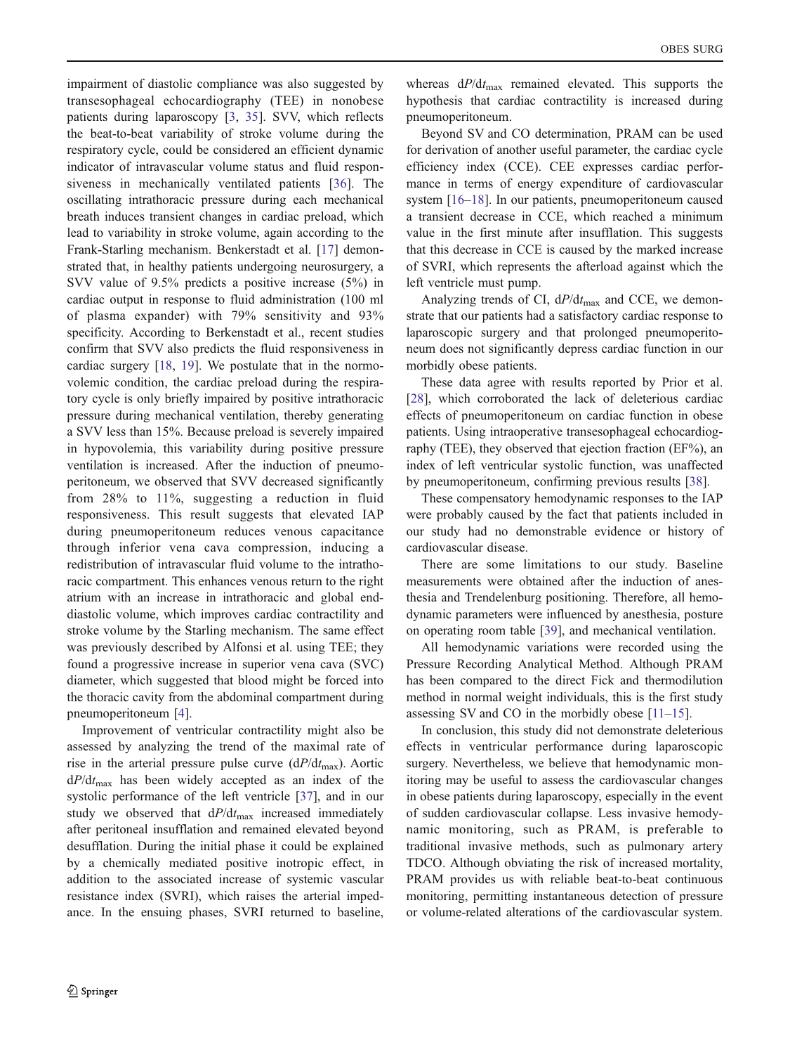impairment of diastolic compliance was also suggested by transesophageal echocardiography (TEE) in nonobese patients during laparoscopy [3, 35]. SVV, which reflects the beat-to-beat variability of stroke volume during the respiratory cycle, could be considered an efficient dynamic indicator of intravascular volume status and fluid responsiveness in mechanically ventilated patients [36]. The oscillating intrathoracic pressure during each mechanical breath induces transient changes in cardiac preload, which lead to variability in stroke volume, again according to the Frank-Starling mechanism. Benkerstadt et al. [17] demonstrated that, in healthy patients undergoing neurosurgery, a SVV value of 9.5% predicts a positive increase (5%) in cardiac output in response to fluid administration (100 ml of plasma expander) with 79% sensitivity and 93% specificity. According to Berkenstadt et al., recent studies confirm that SVV also predicts the fluid responsiveness in cardiac surgery [18, 19]. We postulate that in the normovolemic condition, the cardiac preload during the respiratory cycle is only briefly impaired by positive intrathoracic pressure during mechanical ventilation, thereby generating a SVV less than 15%. Because preload is severely impaired in hypovolemia, this variability during positive pressure ventilation is increased. After the induction of pneumoperitoneum, we observed that SVV decreased significantly from 28% to 11%, suggesting a reduction in fluid responsiveness. This result suggests that elevated IAP during pneumoperitoneum reduces venous capacitance through inferior vena cava compression, inducing a redistribution of intravascular fluid volume to the intrathoracic compartment. This enhances venous return to the right atrium with an increase in intrathoracic and global end-diastolic volume, which improves cardiac contractility and stroke volume by the Starling mechanism. The same effect was previously described by Alfonsi et al. using TEE; they found a progressive increase in superior vena cava (SVC) diameter, which suggested that blood might be forced into the thoracic cavity from the abdominal compartment during pneumoperitoneum [4].

Improvement of ventricular contractility might also be assessed by analyzing the trend of the maximal rate of rise in the arterial pressure pulse curve ($dP/dt_{max}$). Aortic $dP/dt_{max}$ has been widely accepted as an index of the systolic performance of the left ventricle [37], and in our study we observed that $dP/dt_{max}$ increased immediately after peritoneal insufflation and remained elevated beyond desufflation. During the initial phase it could be explained by a chemically mediated positive inotropic effect, in addition to the associated increase of systemic vascular resistance index (SVRI), which raises the arterial impedance. In the ensuing phases, SVRI returned to baseline, whereas $dP/dt_{max}$ remained elevated. This supports the hypothesis that cardiac contractility is increased during pneumoperitoneum.

Beyond SV and CO determination, PRAM can be used for derivation of another useful parameter, the cardiac cycle efficiency index (CCE). CEE expresses cardiac performance in terms of energy expenditure of cardiovascular system [16–18]. In our patients, pneumoperitoneum caused a transient decrease in CCE, which reached a minimum value in the first minute after insufflation. This suggests that this decrease in CCE is caused by the marked increase of SVRI, which represents the afterload against which the left ventricle must pump.

Analyzing trends of CI, $dP/dt_{max}$ and CCE, we demonstrate that our patients had a satisfactory cardiac response to laparoscopic surgery and that prolonged pneumoperitoneum does not significantly depress cardiac function in our morbidly obese patients.

These data agree with results reported by Prior et al. [28], which corroborated the lack of deleterious cardiac effects of pneumoperitoneum on cardiac function in obese patients. Using intraoperative transesophageal echocardiography (TEE), they observed that ejection fraction (EF%), an index of left ventricular systolic function, was unaffected by pneumoperitoneum, confirming previous results [38].

These compensatory hemodynamic responses to the IAP were probably caused by the fact that patients included in our study had no demonstrable evidence or history of cardiovascular disease.

There are some limitations to our study. Baseline measurements were obtained after the induction of anesthesia and Trendelenburg positioning. Therefore, all hemodynamic parameters were influenced by anesthesia, posture on operating room table [39], and mechanical ventilation.

All hemodynamic variations were recorded using the Pressure Recording Analytical Method. Although PRAM has been compared to the direct Fick and thermodilution method in normal weight individuals, this is the first study assessing SV and CO in the morbidly obese [11–15].

In conclusion, this study did not demonstrate deleterious effects in ventricular performance during laparoscopic surgery. Nevertheless, we believe that hemodynamic monitoring may be useful to assess the cardiovascular changes in obese patients during laparoscopy, especially in the event of sudden cardiovascular collapse. Less invasive hemodynamic monitoring, such as PRAM, is preferable to traditional invasive methods, such as pulmonary artery TDCO. Although obviating the risk of increased mortality, PRAM provides us with reliable beat-to-beat continuous monitoring, permitting instantaneous detection of pressure or volume-related alterations of the cardiovascular system.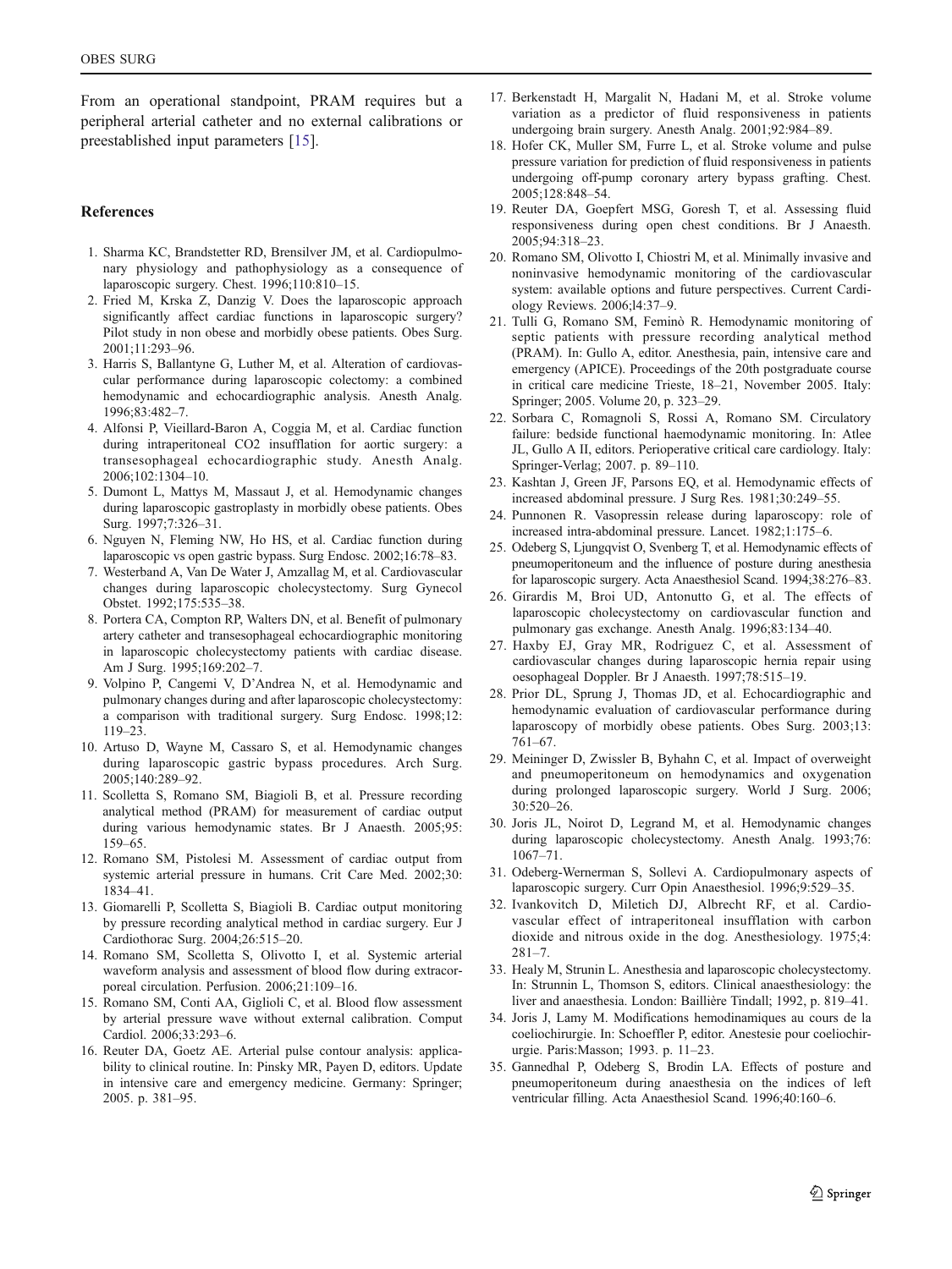From an operational standpoint, PRAM requires but a peripheral arterial catheter and no external calibrations or preestablished input parameters [15].

## References

1. Sharma KC, Brandstetter RD, Brensilver JM, et al. Cardiopulmonary physiology and pathophysiology as a consequence of laparoscopic surgery. Chest. 1996;110:810–15.
2. Fried M, Krska Z, Danzig V. Does the laparoscopic approach significantly affect cardiac functions in laparoscopic surgery? Pilot study in non obese and morbidly obese patients. Obes Surg. 2001;11:293–96.
3. Harris S, Ballantyne G, Luther M, et al. Alteration of cardiovascular performance during laparoscopic colectomy: a combined hemodynamic and echocardiographic analysis. Anesth Analg. 1996;83:482–7.
4. Alfonsi P, Vieillard-Baron A, Coggia M, et al. Cardiac function during intraperitoneal CO2 insufflation for aortic surgery: a transesophageal echocardiographic study. Anesth Analg. 2006;102:1304–10.
5. Dumont L, Mattys M, Massaut J, et al. Hemodynamic changes during laparoscopic gastroplasty in morbidly obese patients. Obes Surg. 1997;7:326–31.
6. Nguyen N, Fleming NW, Ho HS, et al. Cardiac function during laparoscopic vs open gastric bypass. Surg Endosc. 2002;16:78–83.
7. Westerband A, Van De Water J, Amzallag M, et al. Cardiovascular changes during laparoscopic cholecystectomy. Surg Gynecol Obstet. 1992;175:535–38.
8. Portera CA, Compton RP, Walters DN, et al. Benefit of pulmonary artery catheter and transesophageal echocardiographic monitoring in laparoscopic cholecystectomy patients with cardiac disease. Am J Surg. 1995;169:202–7.
9. Volpino P, Cangemi V, D'Andrea N, et al. Hemodynamic and pulmonary changes during and after laparoscopic cholecystectomy: a comparison with traditional surgery. Surg Endosc. 1998;12:119–23.
10. Artuso D, Wayne M, Cassaro S, et al. Hemodynamic changes during laparoscopic gastric bypass procedures. Arch Surg. 2005;140:289–92.
11. Scolletta S, Romano SM, Biagioli B, et al. Pressure recording analytical method (PRAM) for measurement of cardiac output during various hemodynamic states. Br J Anaesth. 2005;95:159–65.
12. Romano SM, Pistolesi M. Assessment of cardiac output from systemic arterial pressure in humans. Crit Care Med. 2002;30:1834–41.
13. Giomarelli P, Scolletta S, Biagioli B. Cardiac output monitoring by pressure recording analytical method in cardiac surgery. Eur J Cardiothorac Surg. 2004;26:515–20.
14. Romano SM, Scolletta S, Olivotto I, et al. Systemic arterial waveform analysis and assessment of blood flow during extracorporeal circulation. Perfusion. 2006;21:109–16.
15. Romano SM, Conti AA, Giglioli C, et al. Blood flow assessment by arterial pressure wave without external calibration. Comput Cardiol. 2006;33:293–6.
16. Reuter DA, Goetz AE. Arterial pulse contour analysis: applicability to clinical routine. In: Pinsky MR, Payen D, editors. Update in intensive care and emergency medicine. Germany: Springer; 2005. p. 381–95.
17. Berkenstadt H, Margalit N, Hadani M, et al. Stroke volume variation as a predictor of fluid responsiveness in patients undergoing brain surgery. Anesth Analg. 2001;92:984–89.
18. Hofer CK, Muller SM, Furre L, et al. Stroke volume and pulse pressure variation for prediction of fluid responsiveness in patients undergoing off-pump coronary artery bypass grafting. Chest. 2005;128:848–54.
19. Reuter DA, Goepfert MSG, Goresh T, et al. Assessing fluid responsiveness during open chest conditions. Br J Anaesth. 2005;94:318–23.
20. Romano SM, Olivotto I, Chiostri M, et al. Minimally invasive and noninvasive hemodynamic monitoring of the cardiovascular system: available options and future perspectives. Current Cardiology Reviews. 2006;l4:37–9.
21. Tulli G, Romano SM, Feminò R. Hemodynamic monitoring of septic patients with pressure recording analytical method (PRAM). In: Gullo A, editor. Anesthesia, pain, intensive care and emergency (APICE). Proceedings of the 20th postgraduate course in critical care medicine Trieste, 18–21, November 2005. Italy: Springer; 2005. Volume 20, p. 323–29.
22. Sorbara C, Romagnoli S, Rossi A, Romano SM. Circulatory failure: bedside functional haemodynamic monitoring. In: Atlee JL, Gullo A II, editors. Perioperative critical care cardiology. Italy: Springer-Verlag; 2007. p. 89–110.
23. Kashtan J, Green JF, Parsons EQ, et al. Hemodynamic effects of increased abdominal pressure. J Surg Res. 1981;30:249–55.
24. Punnonen R. Vasopressin release during laparoscopy: role of increased intra-abdominal pressure. Lancet. 1982;1:175–6.
25. Odeberg S, Ljungqvist O, Svenberg T, et al. Hemodynamic effects of pneumoperitoneum and the influence of posture during anesthesia for laparoscopic surgery. Acta Anaesthesiol Scand. 1994;38:276–83.
26. Girardis M, Broi UD, Antonutto G, et al. The effects of laparoscopic cholecystectomy on cardiovascular function and pulmonary gas exchange. Anesth Analg. 1996;83:134–40.
27. Haxby EJ, Gray MR, Rodriguez C, et al. Assessment of cardiovascular changes during laparoscopic hernia repair using oesophageal Doppler. Br J Anaesth. 1997;78:515–19.
28. Prior DL, Sprung J, Thomas JD, et al. Echocardiographic and hemodynamic evaluation of cardiovascular performance during laparoscopy of morbidly obese patients. Obes Surg. 2003;13:761–67.
29. Meininger D, Zwissler B, Byhahn C, et al. Impact of overweight and pneumoperitoneum on hemodynamics and oxygenation during prolonged laparoscopic surgery. World J Surg. 2006;30:520–26.
30. Joris JL, Noirot D, Legrand M, et al. Hemodynamic changes during laparoscopic cholecystectomy. Anesth Analg. 1993;76:1067–71.
31. Odeberg-Wernerman S, Sollevi A. Cardiopulmonary aspects of laparoscopic surgery. Curr Opin Anaesthesiol. 1996;9:529–35.
32. Ivankovitch D, Miletich DJ, Albrecht RF, et al. Cardiovascular effect of intraperitoneal insufflation with carbon dioxide and nitrous oxide in the dog. Anesthesiology. 1975;4:281–7.
33. Healy M, Strunin L. Anesthesia and laparoscopic cholecystectomy. In: Strunnin L, Thomson S, editors. Clinical anaesthesiology: the liver and anaesthesia. London: Baillière Tindall; 1992, p. 819–41.
34. Joris J, Lamy M. Modifications hemodinamiques au cours de la coeliochirurgie. In: Schoeffler P, editor. Anestesie pour coeliochirurgie. Paris:Masson; 1993. p. 11–23.
35. Gannedhal P, Odeberg S, Brodin LA. Effects of posture and pneumoperitoneum during anaesthesia on the indices of left ventricular filling. Acta Anaesthesiol Scand. 1996;40:160–6.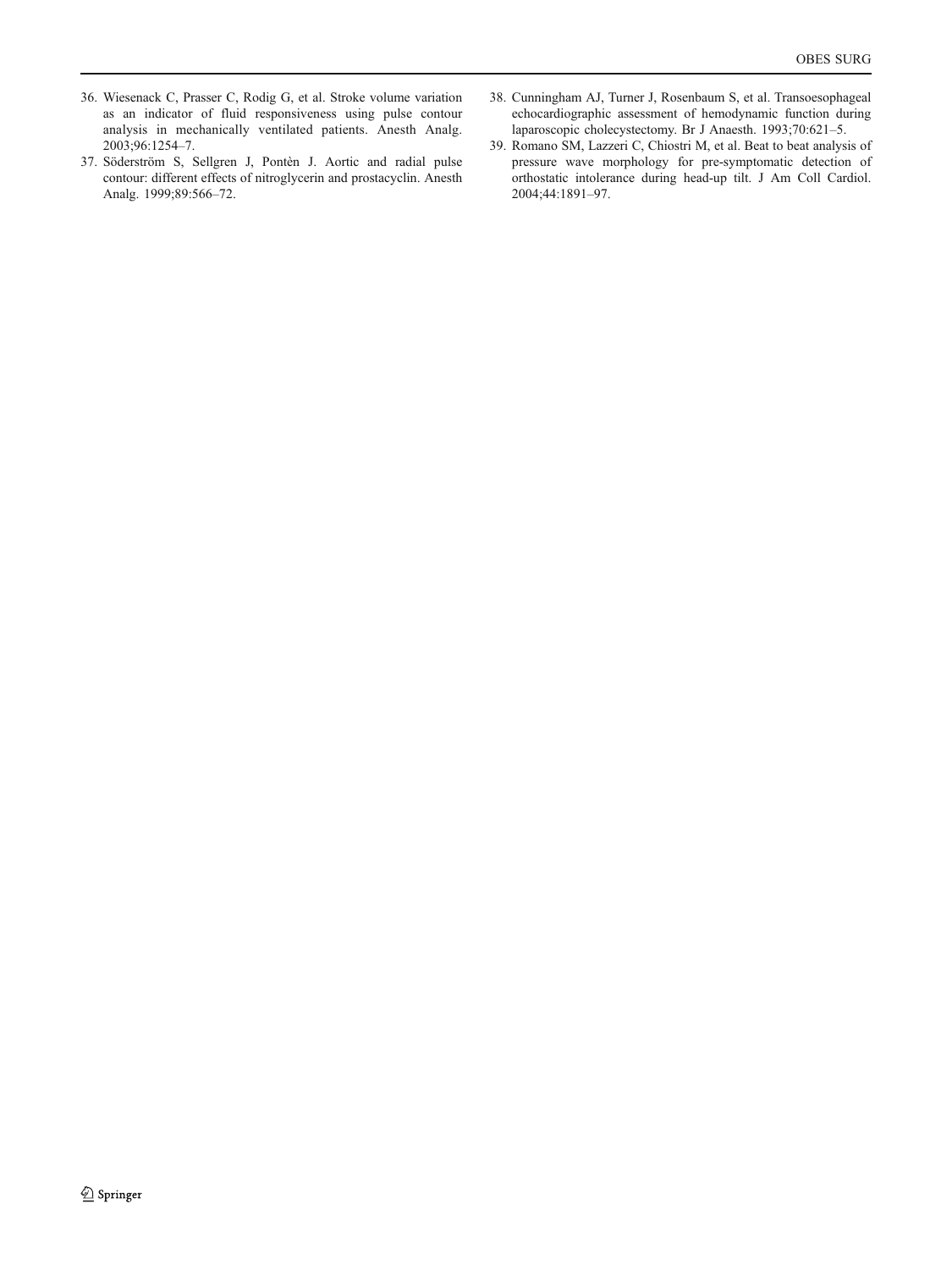36. Wiesenack C, Prasser C, Rodig G, et al. Stroke volume variation as an indicator of fluid responsiveness using pulse contour analysis in mechanically ventilated patients. Anesth Analg. 2003;96:1254–7.
37. Söderström S, Sellgren J, Pontèn J. Aortic and radial pulse contour: different effects of nitroglycerin and prostacyclin. Anesth Analg. 1999;89:566–72.
38. Cunningham AJ, Turner J, Rosenbaum S, et al. Transoesophageal echocardiographic assessment of hemodynamic function during laparoscopic cholecystectomy. Br J Anaesth. 1993;70:621–5.
39. Romano SM, Lazzeri C, Chiostri M, et al. Beat to beat analysis of pressure wave morphology for pre-symptomatic detection of orthostatic intolerance during head-up tilt. J Am Coll Cardiol. 2004;44:1891–97.